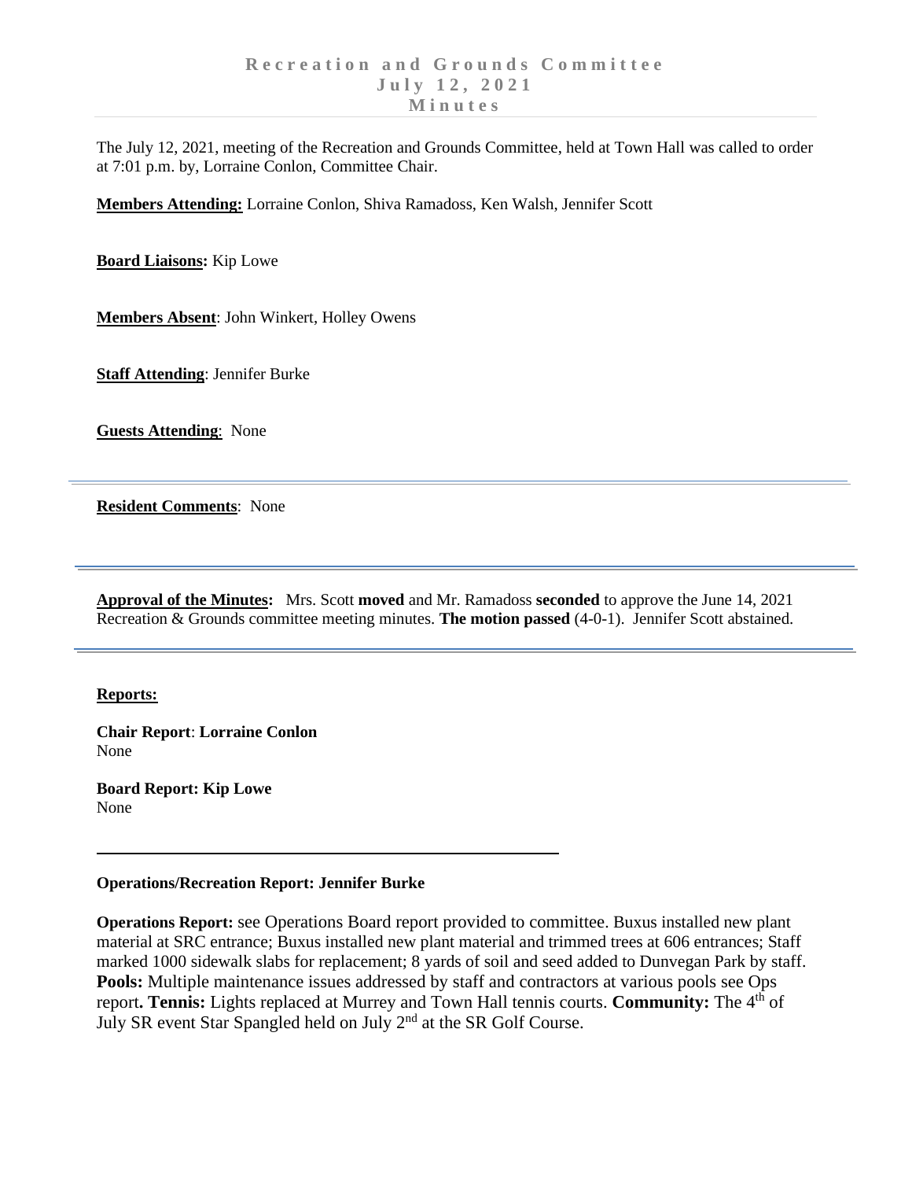# Recreation and Grounds Committee
## July 12, 2021
## Minutes

The July 12, 2021, meeting of the Recreation and Grounds Committee, held at Town Hall was called to order at 7:01 p.m. by, Lorraine Conlon, Committee Chair.

**Members Attending:** Lorraine Conlon, Shiva Ramadoss, Ken Walsh, Jennifer Scott

**Board Liaisons:** Kip Lowe

**Members Absent**: John Winkert, Holley Owens

**Staff Attending**: Jennifer Burke

**Guests Attending**: None

---

**Resident Comments**: None

---

**Approval of the Minutes:** Mrs. Scott **moved** and Mr. Ramadoss **seconded** to approve the June 14, 2021 Recreation & Grounds committee meeting minutes. **The motion passed** (4-0-1). Jennifer Scott abstained.

---

**Reports:**

**Chair Report**: **Lorraine Conlon**
None

**Board Report: Kip Lowe**
None

---

**Operations/Recreation Report: Jennifer Burke**

**Operations Report:** see Operations Board report provided to committee. Buxus installed new plant material at SRC entrance; Buxus installed new plant material and trimmed trees at 606 entrances; Staff marked 1000 sidewalk slabs for replacement; 8 yards of soil and seed added to Dunvegan Park by staff. **Pools:** Multiple maintenance issues addressed by staff and contractors at various pools see Ops report**. Tennis:** Lights replaced at Murrey and Town Hall tennis courts. **Community:** The 4th of July SR event Star Spangled held on July 2nd at the SR Golf Course.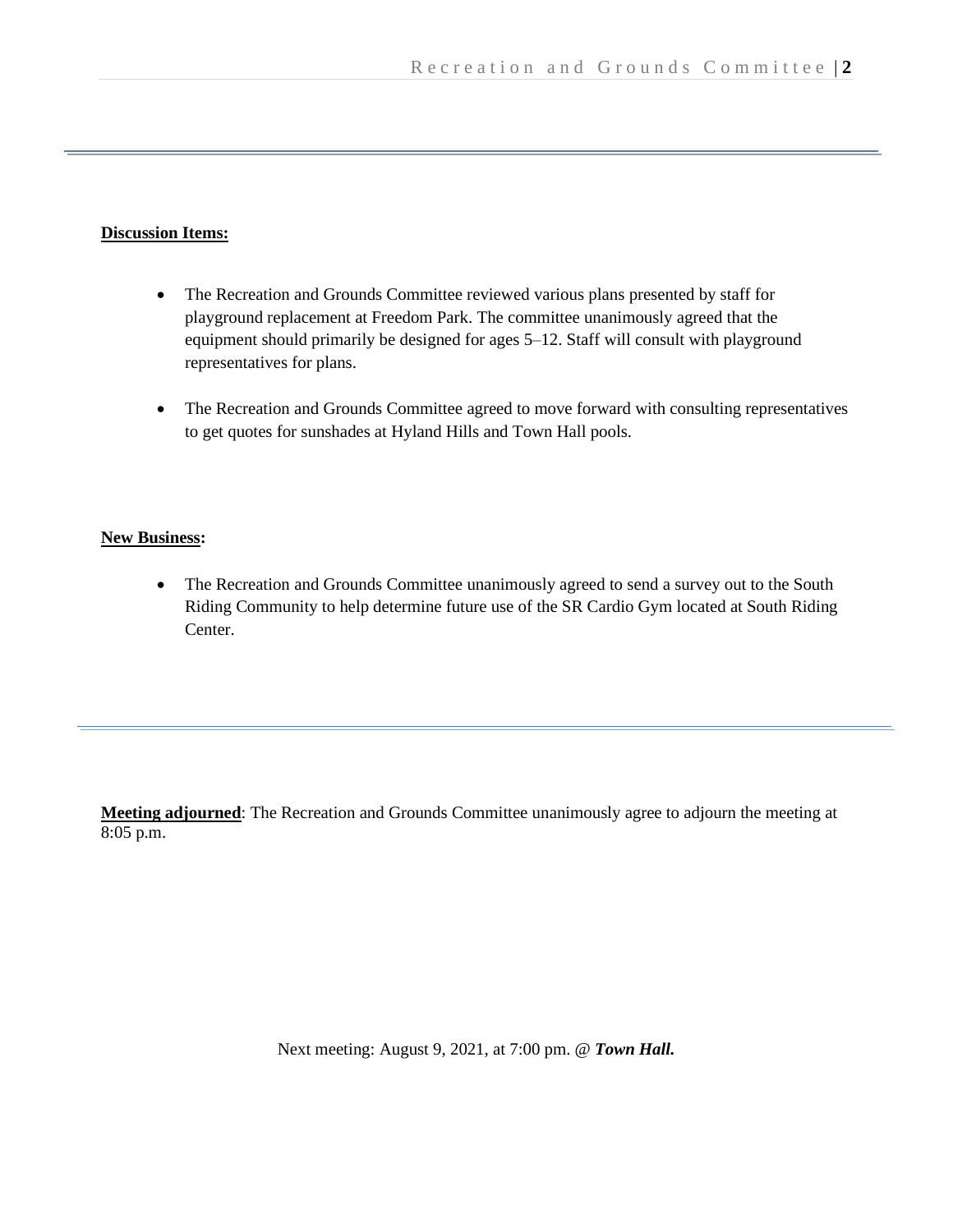**Discussion Items:**

- The Recreation and Grounds Committee reviewed various plans presented by staff for playground replacement at Freedom Park. The committee unanimously agreed that the equipment should primarily be designed for ages 5–12. Staff will consult with playground representatives for plans.

- The Recreation and Grounds Committee agreed to move forward with consulting representatives to get quotes for sunshades at Hyland Hills and Town Hall pools.

**New Business:**

- The Recreation and Grounds Committee unanimously agreed to send a survey out to the South Riding Community to help determine future use of the SR Cardio Gym located at South Riding Center.

---

**Meeting adjourned**: The Recreation and Grounds Committee unanimously agree to adjourn the meeting at 8:05 p.m.

Next meeting: August 9, 2021, at 7:00 pm. @ ***Town Hall.***